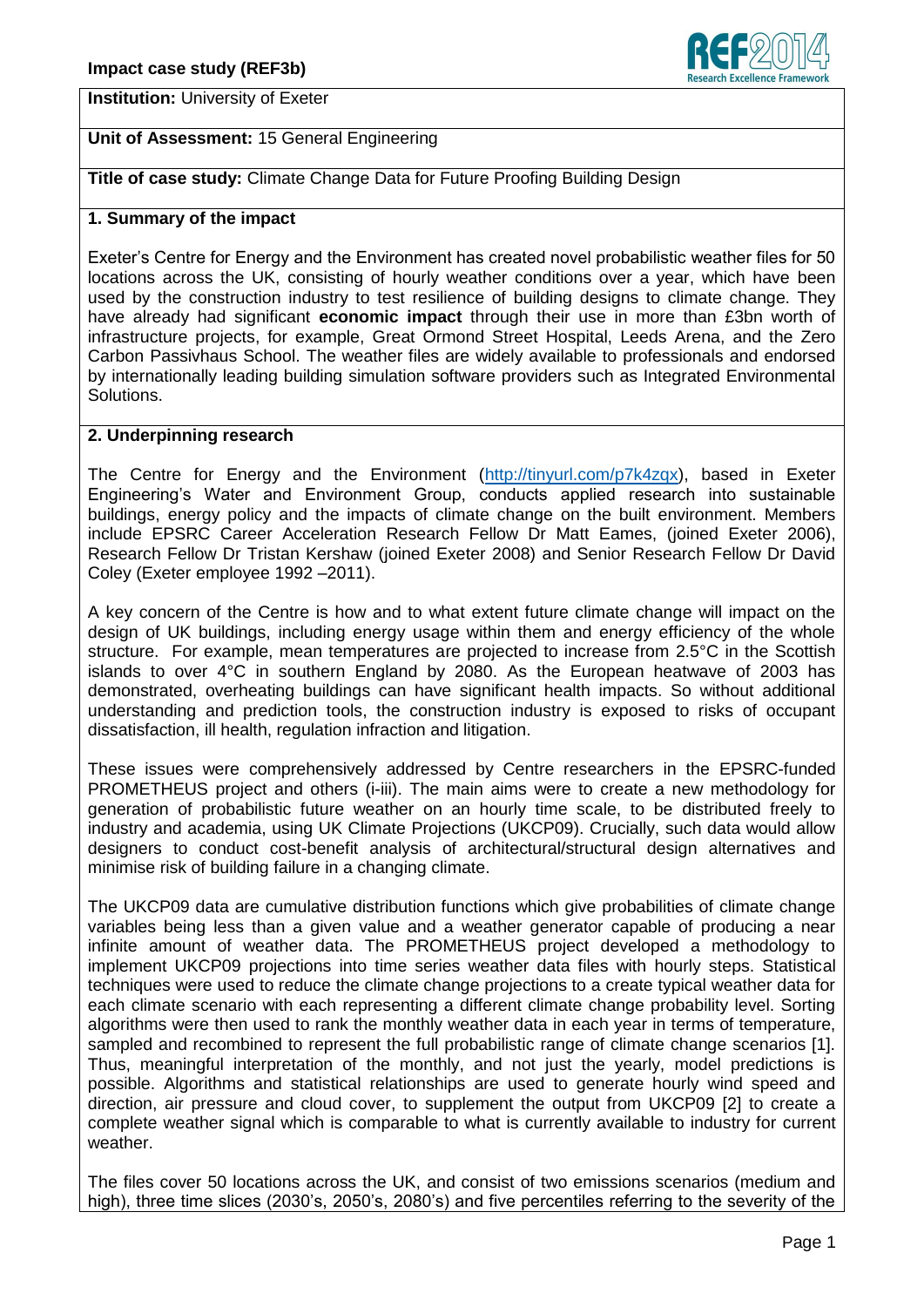**Impact case study (REF3b)**

**Institution:** University of Exeter

**Unit of Assessment:** 15 General Engineering

**Title of case study:** Climate Change Data for Future Proofing Building Design

## 1. Summary of the impact

Exeter's Centre for Energy and the Environment has created novel probabilistic weather files for 50 locations across the UK, consisting of hourly weather conditions over a year, which have been used by the construction industry to test resilience of building designs to climate change. They have already had significant **economic impact** through their use in more than £3bn worth of infrastructure projects, for example, Great Ormond Street Hospital, Leeds Arena, and the Zero Carbon Passivhaus School. The weather files are widely available to professionals and endorsed by internationally leading building simulation software providers such as Integrated Environmental Solutions.

## 2. Underpinning research

The Centre for Energy and the Environment (http://tinyurl.com/p7k4zqx), based in Exeter Engineering's Water and Environment Group, conducts applied research into sustainable buildings, energy policy and the impacts of climate change on the built environment. Members include EPSRC Career Acceleration Research Fellow Dr Matt Eames, (joined Exeter 2006), Research Fellow Dr Tristan Kershaw (joined Exeter 2008) and Senior Research Fellow Dr David Coley (Exeter employee 1992 –2011).

A key concern of the Centre is how and to what extent future climate change will impact on the design of UK buildings, including energy usage within them and energy efficiency of the whole structure. For example, mean temperatures are projected to increase from 2.5°C in the Scottish islands to over 4°C in southern England by 2080. As the European heatwave of 2003 has demonstrated, overheating buildings can have significant health impacts. So without additional understanding and prediction tools, the construction industry is exposed to risks of occupant dissatisfaction, ill health, regulation infraction and litigation.

These issues were comprehensively addressed by Centre researchers in the EPSRC-funded PROMETHEUS project and others (i-iii). The main aims were to create a new methodology for generation of probabilistic future weather on an hourly time scale, to be distributed freely to industry and academia, using UK Climate Projections (UKCP09). Crucially, such data would allow designers to conduct cost-benefit analysis of architectural/structural design alternatives and minimise risk of building failure in a changing climate.

The UKCP09 data are cumulative distribution functions which give probabilities of climate change variables being less than a given value and a weather generator capable of producing a near infinite amount of weather data. The PROMETHEUS project developed a methodology to implement UKCP09 projections into time series weather data files with hourly steps. Statistical techniques were used to reduce the climate change projections to a create typical weather data for each climate scenario with each representing a different climate change probability level. Sorting algorithms were then used to rank the monthly weather data in each year in terms of temperature, sampled and recombined to represent the full probabilistic range of climate change scenarios [1]. Thus, meaningful interpretation of the monthly, and not just the yearly, model predictions is possible. Algorithms and statistical relationships are used to generate hourly wind speed and direction, air pressure and cloud cover, to supplement the output from UKCP09 [2] to create a complete weather signal which is comparable to what is currently available to industry for current weather.

The files cover 50 locations across the UK, and consist of two emissions scenarios (medium and high), three time slices (2030's, 2050's, 2080's) and five percentiles referring to the severity of the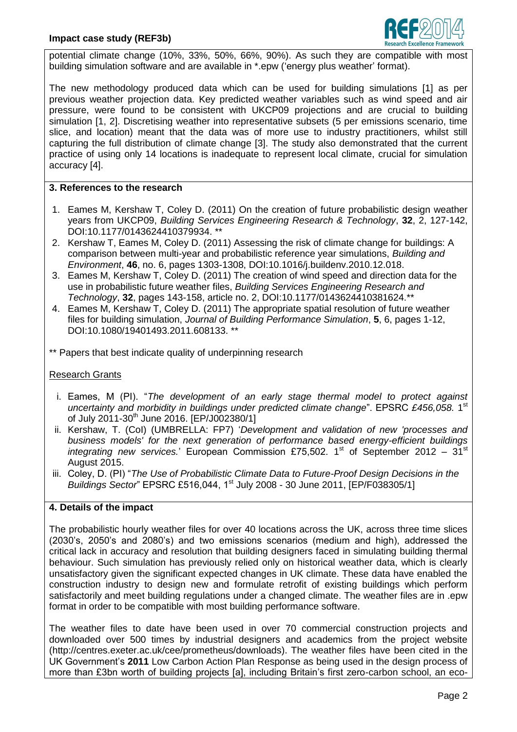potential climate change (10%, 33%, 50%, 66%, 90%). As such they are compatible with most building simulation software and are available in *.epw ('energy plus weather' format).

The new methodology produced data which can be used for building simulations [1] as per previous weather projection data. Key predicted weather variables such as wind speed and air pressure, were found to be consistent with UKCP09 projections and are crucial to building simulation [1, 2]. Discretising weather into representative subsets (5 per emissions scenario, time slice, and location) meant that the data was of more use to industry practitioners, whilst still capturing the full distribution of climate change [3]. The study also demonstrated that the current practice of using only 14 locations is inadequate to represent local climate, crucial for simulation accuracy [4].

## 3. References to the research

1. Eames M, Kershaw T, Coley D. (2011) On the creation of future probabilistic design weather years from UKCP09, *Building Services Engineering Research & Technology*, **32**, 2, 127-142, DOI:10.1177/0143624410379934. **
2. Kershaw T, Eames M, Coley D. (2011) Assessing the risk of climate change for buildings: A comparison between multi-year and probabilistic reference year simulations, *Building and Environment*, **46**, no. 6, pages 1303-1308, DOI:10.1016/j.buildenv.2010.12.018.
3. Eames M, Kershaw T, Coley D. (2011) The creation of wind speed and direction data for the use in probabilistic future weather files, *Building Services Engineering Research and Technology*, **32**, pages 143-158, article no. 2, DOI:10.1177/0143624410381624.**
4. Eames M, Kershaw T, Coley D. (2011) The appropriate spatial resolution of future weather files for building simulation, *Journal of Building Performance Simulation*, **5**, 6, pages 1-12, DOI:10.1080/19401493.2011.608133. **

** Papers that best indicate quality of underpinning research

Research Grants

i. Eames, M (PI). "*The development of an early stage thermal model to protect against uncertainty and morbidity in buildings under predicted climate change*". EPSRC *£456,058.* 1st of July 2011-30th June 2016. [EP/J002380/1]
ii. Kershaw, T. (CoI) (UMBRELLA: FP7) '*Development and validation of new 'processes and business models' for the next generation of performance based energy-efficient buildings integrating new services.*' European Commission £75,502. 1st of September 2012 – 31st August 2015.
iii. Coley, D. (PI) "*The Use of Probabilistic Climate Data to Future-Proof Design Decisions in the Buildings Sector*" EPSRC £516,044, 1st July 2008 - 30 June 2011, [EP/F038305/1]

## 4. Details of the impact

The probabilistic hourly weather files for over 40 locations across the UK, across three time slices (2030's, 2050's and 2080's) and two emissions scenarios (medium and high), addressed the critical lack in accuracy and resolution that building designers faced in simulating building thermal behaviour. Such simulation has previously relied only on historical weather data, which is clearly unsatisfactory given the significant expected changes in UK climate. These data have enabled the construction industry to design new and formulate retrofit of existing buildings which perform satisfactorily and meet building regulations under a changed climate. The weather files are in .epw format in order to be compatible with most building performance software.

The weather files to date have been used in over 70 commercial construction projects and downloaded over 500 times by industrial designers and academics from the project website (http://centres.exeter.ac.uk/cee/prometheus/downloads). The weather files have been cited in the UK Government's **2011** Low Carbon Action Plan Response as being used in the design process of more than £3bn worth of building projects [a], including Britain's first zero-carbon school, an eco-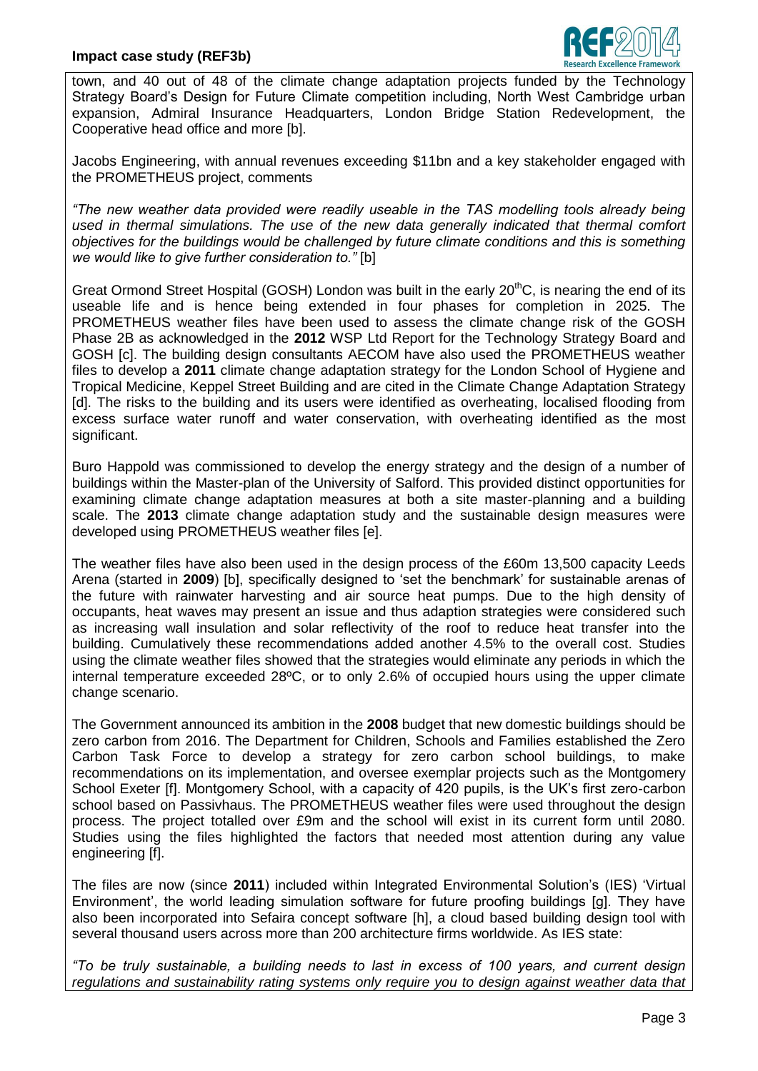town, and 40 out of 48 of the climate change adaptation projects funded by the Technology Strategy Board's Design for Future Climate competition including, North West Cambridge urban expansion, Admiral Insurance Headquarters, London Bridge Station Redevelopment, the Cooperative head office and more [b].

Jacobs Engineering, with annual revenues exceeding $11bn and a key stakeholder engaged with the PROMETHEUS project, comments

*"The new weather data provided were readily useable in the TAS modelling tools already being used in thermal simulations. The use of the new data generally indicated that thermal comfort objectives for the buildings would be challenged by future climate conditions and this is something we would like to give further consideration to."* [b]

Great Ormond Street Hospital (GOSH) London was built in the early 20thC, is nearing the end of its useable life and is hence being extended in four phases for completion in 2025. The PROMETHEUS weather files have been used to assess the climate change risk of the GOSH Phase 2B as acknowledged in the **2012** WSP Ltd Report for the Technology Strategy Board and GOSH [c]. The building design consultants AECOM have also used the PROMETHEUS weather files to develop a **2011** climate change adaptation strategy for the London School of Hygiene and Tropical Medicine, Keppel Street Building and are cited in the Climate Change Adaptation Strategy [d]. The risks to the building and its users were identified as overheating, localised flooding from excess surface water runoff and water conservation, with overheating identified as the most significant.

Buro Happold was commissioned to develop the energy strategy and the design of a number of buildings within the Master-plan of the University of Salford. This provided distinct opportunities for examining climate change adaptation measures at both a site master-planning and a building scale. The **2013** climate change adaptation study and the sustainable design measures were developed using PROMETHEUS weather files [e].

The weather files have also been used in the design process of the £60m 13,500 capacity Leeds Arena (started in **2009**) [b], specifically designed to 'set the benchmark' for sustainable arenas of the future with rainwater harvesting and air source heat pumps. Due to the high density of occupants, heat waves may present an issue and thus adaption strategies were considered such as increasing wall insulation and solar reflectivity of the roof to reduce heat transfer into the building. Cumulatively these recommendations added another 4.5% to the overall cost. Studies using the climate weather files showed that the strategies would eliminate any periods in which the internal temperature exceeded 28ºC, or to only 2.6% of occupied hours using the upper climate change scenario.

The Government announced its ambition in the **2008** budget that new domestic buildings should be zero carbon from 2016. The Department for Children, Schools and Families established the Zero Carbon Task Force to develop a strategy for zero carbon school buildings, to make recommendations on its implementation, and oversee exemplar projects such as the Montgomery School Exeter [f]. Montgomery School, with a capacity of 420 pupils, is the UK's first zero-carbon school based on Passivhaus. The PROMETHEUS weather files were used throughout the design process. The project totalled over £9m and the school will exist in its current form until 2080. Studies using the files highlighted the factors that needed most attention during any value engineering [f].

The files are now (since **2011**) included within Integrated Environmental Solution's (IES) 'Virtual Environment', the world leading simulation software for future proofing buildings [g]. They have also been incorporated into Sefaira concept software [h], a cloud based building design tool with several thousand users across more than 200 architecture firms worldwide. As IES state:

*"To be truly sustainable, a building needs to last in excess of 100 years, and current design regulations and sustainability rating systems only require you to design against weather data that*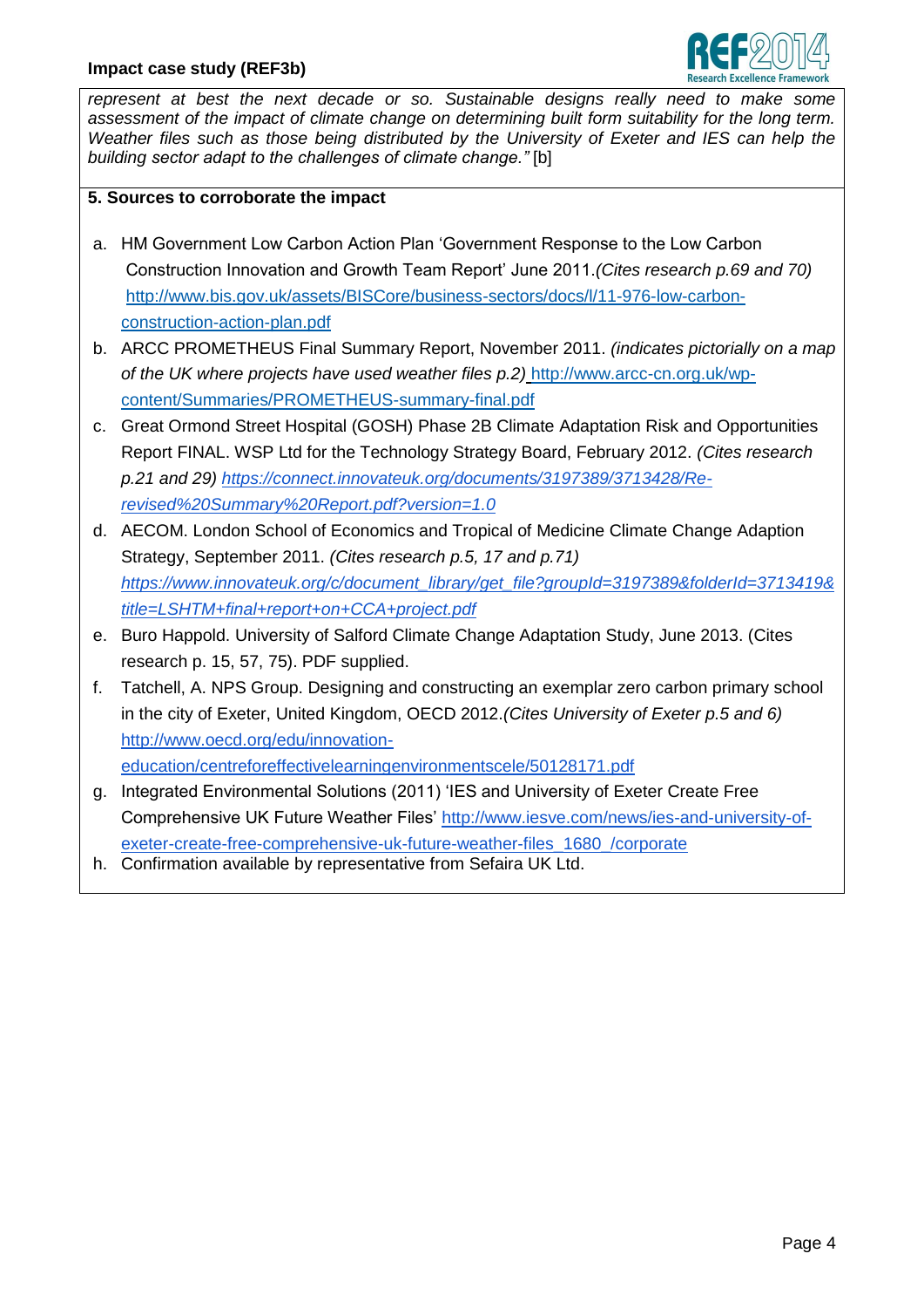*represent at best the next decade or so. Sustainable designs really need to make some assessment of the impact of climate change on determining built form suitability for the long term. Weather files such as those being distributed by the University of Exeter and IES can help the building sector adapt to the challenges of climate change."* [b]

**5. Sources to corroborate the impact**

a. HM Government Low Carbon Action Plan 'Government Response to the Low Carbon Construction Innovation and Growth Team Report' June 2011.*(Cites research p.69 and 70)* http://www.bis.gov.uk/assets/BISCore/business-sectors/docs/l/11-976-low-carbon-construction-action-plan.pdf
b. ARCC PROMETHEUS Final Summary Report, November 2011. *(indicates pictorially on a map of the UK where projects have used weather files p.2)* http://www.arcc-cn.org.uk/wp-content/Summaries/PROMETHEUS-summary-final.pdf
c. Great Ormond Street Hospital (GOSH) Phase 2B Climate Adaptation Risk and Opportunities Report FINAL. WSP Ltd for the Technology Strategy Board, February 2012. *(Cites research p.21 and 29) https://connect.innovateuk.org/documents/3197389/3713428/Re-revised%20Summary%20Report.pdf?version=1.0*
d. AECOM. London School of Economics and Tropical of Medicine Climate Change Adaption Strategy, September 2011. *(Cites research p.5, 17 and p.71) https://www.innovateuk.org/c/document_library/get_file?groupId=3197389&folderId=3713419&title=LSHTM+final+report+on+CCA+project.pdf*
e. Buro Happold. University of Salford Climate Change Adaptation Study, June 2013. (Cites research p. 15, 57, 75). PDF supplied.
f. Tatchell, A. NPS Group. Designing and constructing an exemplar zero carbon primary school in the city of Exeter, United Kingdom, OECD 2012.*(Cites University of Exeter p.5 and 6)* http://www.oecd.org/edu/innovation-education/centreforeffectivelearningenvironmentscele/50128171.pdf
g. Integrated Environmental Solutions (2011) 'IES and University of Exeter Create Free Comprehensive UK Future Weather Files' http://www.iesve.com/news/ies-and-university-of-exeter-create-free-comprehensive-uk-future-weather-files_1680_/corporate
h. Confirmation available by representative from Sefaira UK Ltd.